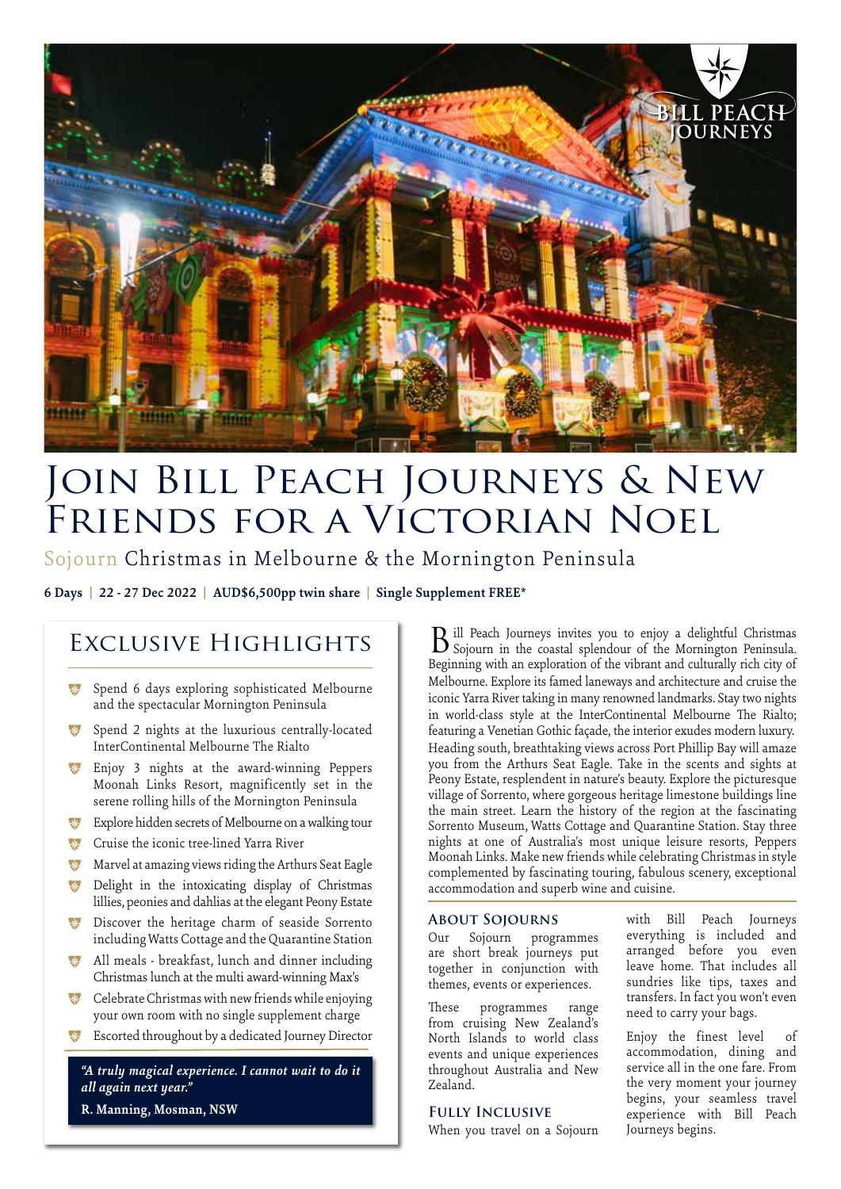# Join Bill Peach Journeys & New Friends for a Victorian Noel

## Sojourn Christmas in Melbourne & the Mornington Peninsula

**6 Days | 22 - 27 Dec 2022 | AUD$6,500pp twin share | Single Supplement FREE***

## Exclusive Highlights

- Spend 6 days exploring sophisticated Melbourne and the spectacular Mornington Peninsula
- Spend 2 nights at the luxurious centrally-located InterContinental Melbourne The Rialto
- Enjoy 3 nights at the award-winning Peppers Moonah Links Resort, magnificently set in the serene rolling hills of the Mornington Peninsula
- Explore hidden secrets of Melbourne on a walking tour
- Cruise the iconic tree-lined Yarra River
- Marvel at amazing views riding the Arthurs Seat Eagle
- Delight in the intoxicating display of Christmas lillies, peonies and dahlias at the elegant Peony Estate
- Discover the heritage charm of seaside Sorrento including Watts Cottage and the Quarantine Station
- All meals - breakfast, lunch and dinner including Christmas lunch at the multi award-winning Max's
- Celebrate Christmas with new friends while enjoying your own room with no single supplement charge
- Escorted throughout by a dedicated Journey Director

> *"A truly magical experience. I cannot wait to do it all again next year."*
>
> **R. Manning, Mosman, NSW**

Bill Peach Journeys invites you to enjoy a delightful Christmas Sojourn in the coastal splendour of the Mornington Peninsula. Beginning with an exploration of the vibrant and culturally rich city of Melbourne. Explore its famed laneways and architecture and cruise the iconic Yarra River taking in many renowned landmarks. Stay two nights in world-class style at the InterContinental Melbourne The Rialto; featuring a Venetian Gothic façade, the interior exudes modern luxury. Heading south, breathtaking views across Port Phillip Bay will amaze you from the Arthurs Seat Eagle. Take in the scents and sights at Peony Estate, resplendent in nature's beauty. Explore the picturesque village of Sorrento, where gorgeous heritage limestone buildings line the main street. Learn the history of the region at the fascinating Sorrento Museum, Watts Cottage and Quarantine Station. Stay three nights at one of Australia's most unique leisure resorts, Peppers Moonah Links. Make new friends while celebrating Christmas in style complemented by fascinating touring, fabulous scenery, exceptional accommodation and superb wine and cuisine.

### About Sojourns

Our Sojourn programmes are short break journeys put together in conjunction with themes, events or experiences.

These programmes range from cruising New Zealand's North Islands to world class events and unique experiences throughout Australia and New Zealand.

### Fully Inclusive

When you travel on a Sojourn with Bill Peach Journeys everything is included and arranged before you even leave home. That includes all sundries like tips, taxes and transfers. In fact you won't even need to carry your bags.

Enjoy the finest level of accommodation, dining and service all in the one fare. From the very moment your journey begins, your seamless travel experience with Bill Peach Journeys begins.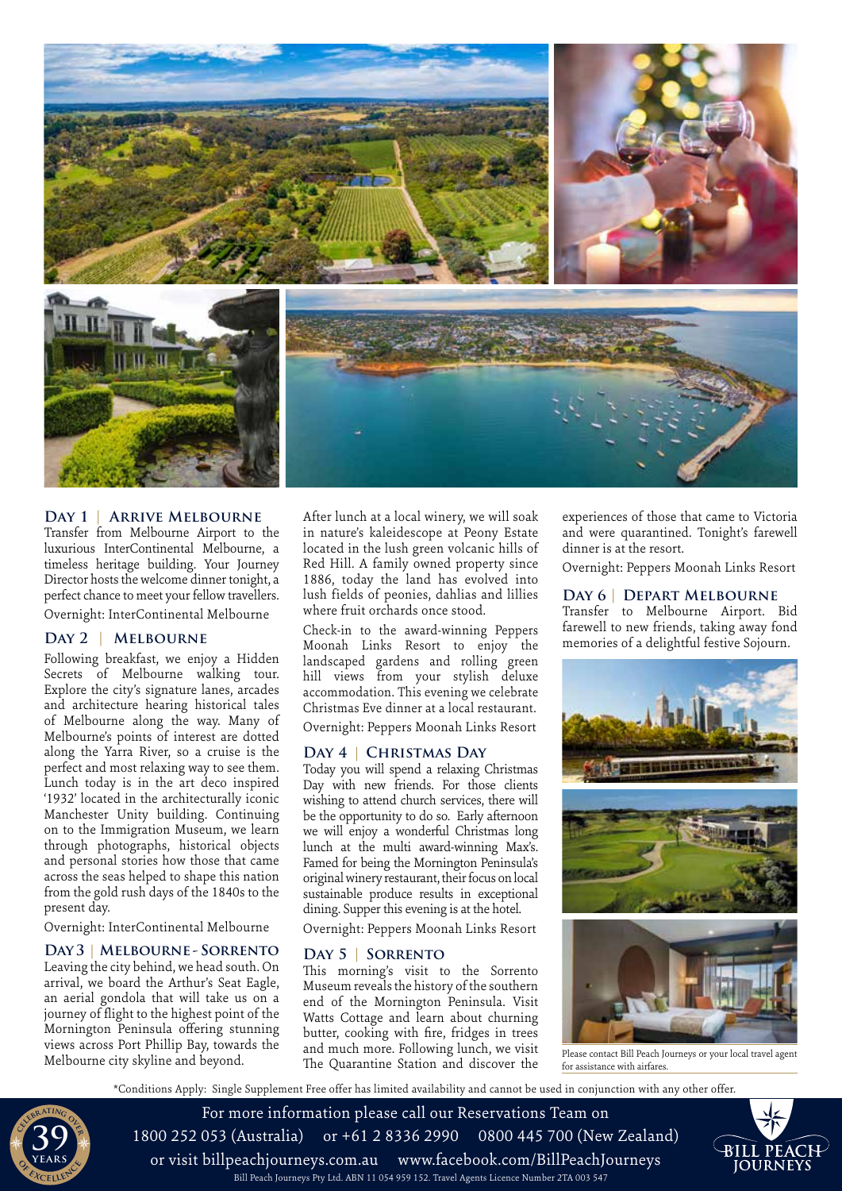## Day 1 | Arrive Melbourne

Transfer from Melbourne Airport to the luxurious InterContinental Melbourne, a timeless heritage building. Your Journey Director hosts the welcome dinner tonight, a perfect chance to meet your fellow travellers.

Overnight: InterContinental Melbourne

## Day 2 | Melbourne

Following breakfast, we enjoy a Hidden Secrets of Melbourne walking tour. Explore the city's signature lanes, arcades and architecture hearing historical tales of Melbourne along the way. Many of Melbourne's points of interest are dotted along the Yarra River, so a cruise is the perfect and most relaxing way to see them. Lunch today is in the art deco inspired '1932' located in the architecturally iconic Manchester Unity building. Continuing on to the Immigration Museum, we learn through photographs, historical objects and personal stories how those that came across the seas helped to shape this nation from the gold rush days of the 1840s to the present day.

Overnight: InterContinental Melbourne

## Day 3 | Melbourne - Sorrento

Leaving the city behind, we head south. On arrival, we board the Arthur's Seat Eagle, an aerial gondola that will take us on a journey of flight to the highest point of the Mornington Peninsula offering stunning views across Port Phillip Bay, towards the Melbourne city skyline and beyond.

After lunch at a local winery, we will soak in nature's kaleidescope at Peony Estate located in the lush green volcanic hills of Red Hill. A family owned property since 1886, today the land has evolved into lush fields of peonies, dahlias and lillies where fruit orchards once stood.

Check-in to the award-winning Peppers Moonah Links Resort to enjoy the landscaped gardens and rolling green hill views from your stylish deluxe accommodation. This evening we celebrate Christmas Eve dinner at a local restaurant.

Overnight: Peppers Moonah Links Resort

## Day 4 | Christmas Day

Today you will spend a relaxing Christmas Day with new friends. For those clients wishing to attend church services, there will be the opportunity to do so. Early afternoon we will enjoy a wonderful Christmas long lunch at the multi award-winning Max's. Famed for being the Mornington Peninsula's original winery restaurant, their focus on local sustainable produce results in exceptional dining. Supper this evening is at the hotel.

Overnight: Peppers Moonah Links Resort

## Day 5 | Sorrento

This morning's visit to the Sorrento Museum reveals the history of the southern end of the Mornington Peninsula. Visit Watts Cottage and learn about churning butter, cooking with fire, fridges in trees and much more. Following lunch, we visit The Quarantine Station and discover the experiences of those that came to Victoria and were quarantined. Tonight's farewell dinner is at the resort.

Overnight: Peppers Moonah Links Resort

## Day 6 | Depart Melbourne

Transfer to Melbourne Airport. Bid farewell to new friends, taking away fond memories of a delightful festive Sojourn.

Please contact Bill Peach Journeys or your local travel agent for assistance with airfares.

*Conditions Apply: Single Supplement Free offer has limited availability and cannot be used in conjunction with any other offer.

Celebrating over 39 years of excellence

For more information please call our Reservations Team on
1800 252 053 (Australia) or +61 2 8336 2990 0800 445 700 (New Zealand)
or visit billpeachjourneys.com.au www.facebook.com/BillPeachJourneys

Bill Peach Journeys Pty Ltd. ABN 11 054 959 152. Travel Agents Licence Number 2TA 003 547

Bill Peach Journeys